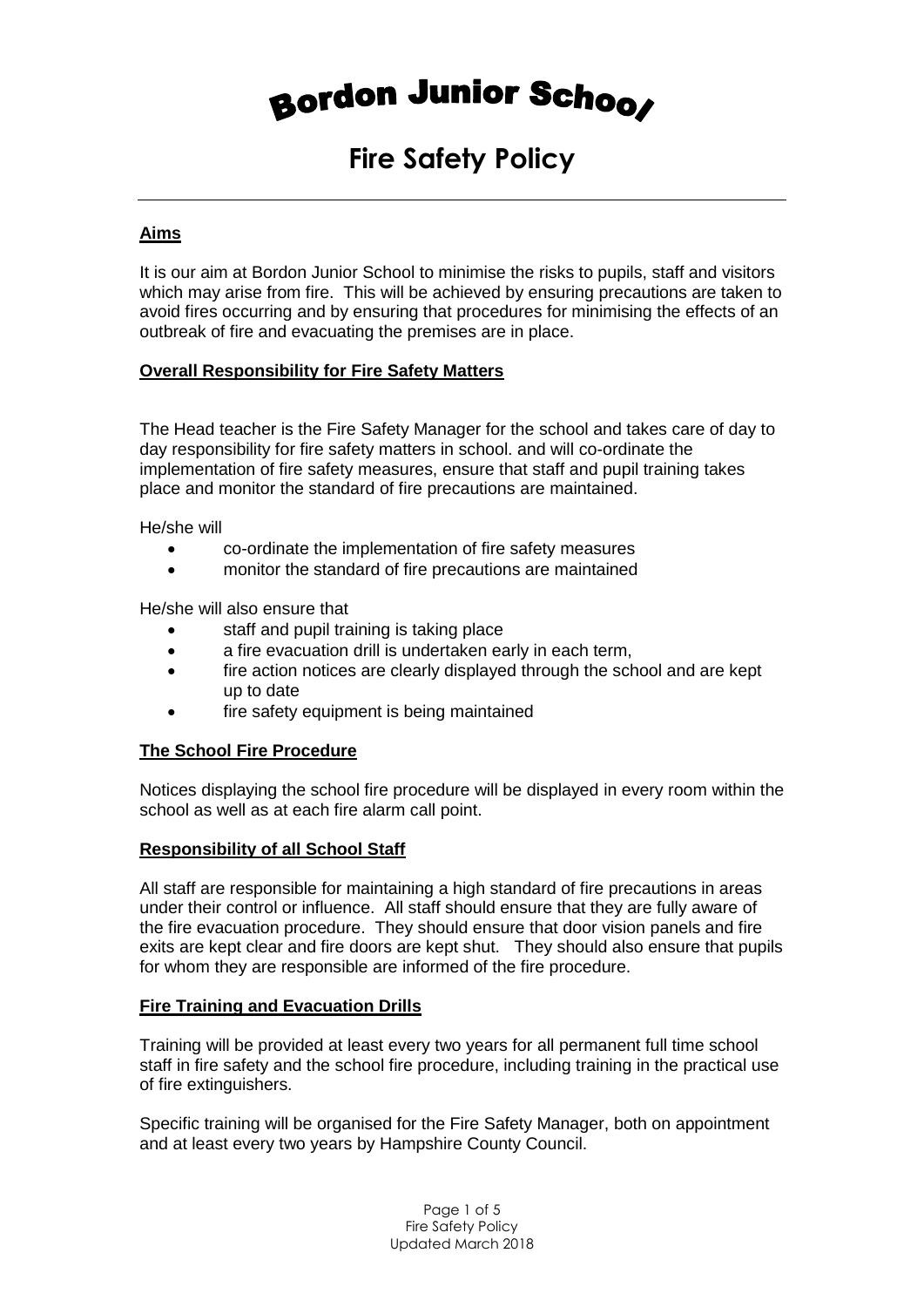# Bordon Junior School

## Fire Safety Policy

---

**Aims**

It is our aim at Bordon Junior School to minimise the risks to pupils, staff and visitors which may arise from fire. This will be achieved by ensuring precautions are taken to avoid fires occurring and by ensuring that procedures for minimising the effects of an outbreak of fire and evacuating the premises are in place.

**Overall Responsibility for Fire Safety Matters**

The Head teacher is the Fire Safety Manager for the school and takes care of day to day responsibility for fire safety matters in school. and will co-ordinate the implementation of fire safety measures, ensure that staff and pupil training takes place and monitor the standard of fire precautions are maintained.

He/she will

- co-ordinate the implementation of fire safety measures
- monitor the standard of fire precautions are maintained

He/she will also ensure that

- staff and pupil training is taking place
- a fire evacuation drill is undertaken early in each term,
- fire action notices are clearly displayed through the school and are kept up to date
- fire safety equipment is being maintained

**The School Fire Procedure**

Notices displaying the school fire procedure will be displayed in every room within the school as well as at each fire alarm call point.

**Responsibility of all School Staff**

All staff are responsible for maintaining a high standard of fire precautions in areas under their control or influence. All staff should ensure that they are fully aware of the fire evacuation procedure. They should ensure that door vision panels and fire exits are kept clear and fire doors are kept shut. They should also ensure that pupils for whom they are responsible are informed of the fire procedure.

**Fire Training and Evacuation Drills**

Training will be provided at least every two years for all permanent full time school staff in fire safety and the school fire procedure, including training in the practical use of fire extinguishers.

Specific training will be organised for the Fire Safety Manager, both on appointment and at least every two years by Hampshire County Council.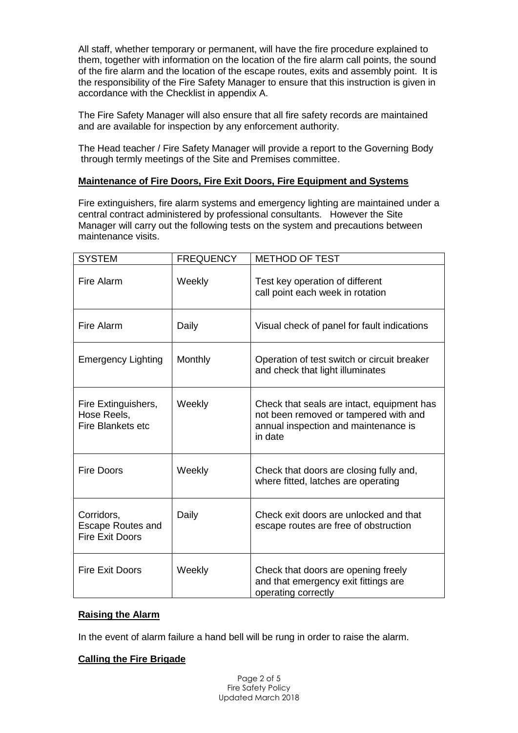All staff, whether temporary or permanent, will have the fire procedure explained to them, together with information on the location of the fire alarm call points, the sound of the fire alarm and the location of the escape routes, exits and assembly point. It is the responsibility of the Fire Safety Manager to ensure that this instruction is given in accordance with the Checklist in appendix A.

The Fire Safety Manager will also ensure that all fire safety records are maintained and are available for inspection by any enforcement authority.

The Head teacher / Fire Safety Manager will provide a report to the Governing Body through termly meetings of the Site and Premises committee.

**Maintenance of Fire Doors, Fire Exit Doors, Fire Equipment and Systems**

Fire extinguishers, fire alarm systems and emergency lighting are maintained under a central contract administered by professional consultants. However the Site Manager will carry out the following tests on the system and precautions between maintenance visits.

| SYSTEM | FREQUENCY | METHOD OF TEST |
|---|---|---|
| Fire Alarm | Weekly | Test key operation of different call point each week in rotation |
| Fire Alarm | Daily | Visual check of panel for fault indications |
| Emergency Lighting | Monthly | Operation of test switch or circuit breaker and check that light illuminates |
| Fire Extinguishers, Hose Reels, Fire Blankets etc | Weekly | Check that seals are intact, equipment has not been removed or tampered with and annual inspection and maintenance is in date |
| Fire Doors | Weekly | Check that doors are closing fully and, where fitted, latches are operating |
| Corridors, Escape Routes and Fire Exit Doors | Daily | Check exit doors are unlocked and that escape routes are free of obstruction |
| Fire Exit Doors | Weekly | Check that doors are opening freely and that emergency exit fittings are operating correctly |

**Raising the Alarm**

In the event of alarm failure a hand bell will be rung in order to raise the alarm.

**Calling the Fire Brigade**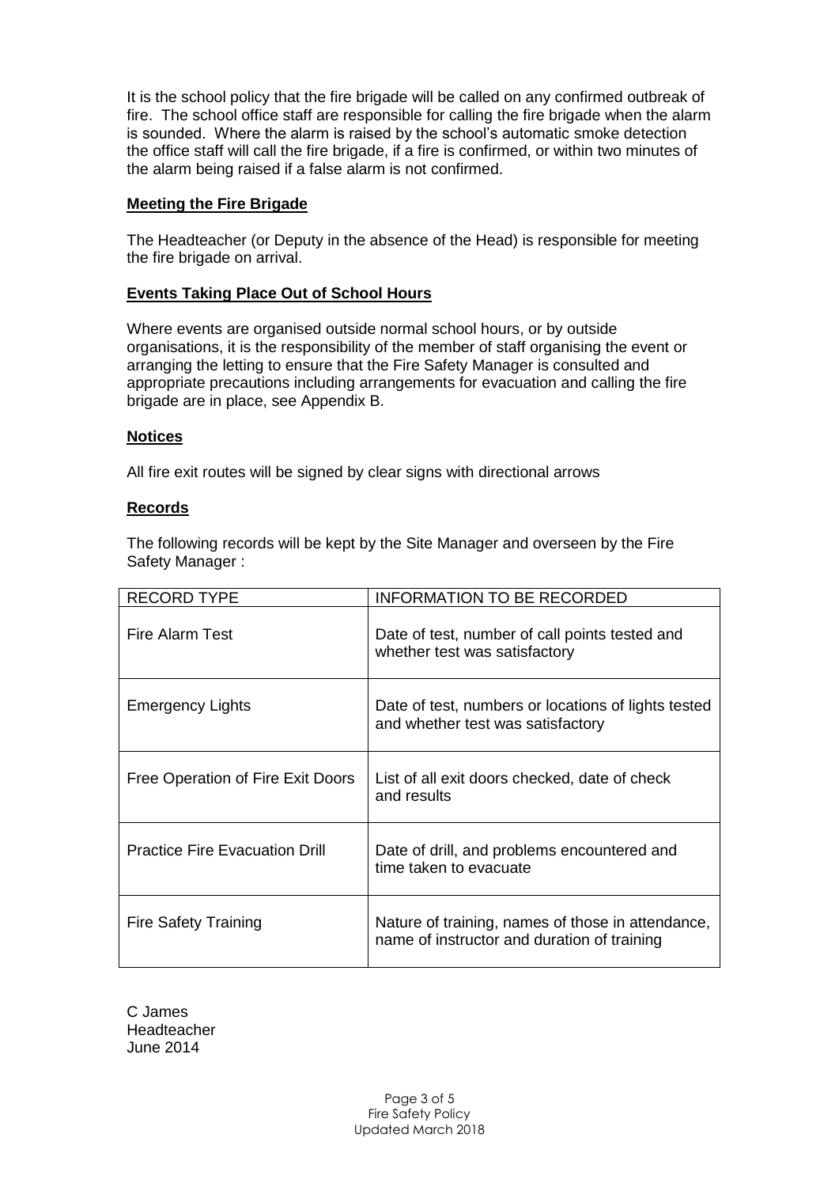It is the school policy that the fire brigade will be called on any confirmed outbreak of fire. The school office staff are responsible for calling the fire brigade when the alarm is sounded. Where the alarm is raised by the school's automatic smoke detection the office staff will call the fire brigade, if a fire is confirmed, or within two minutes of the alarm being raised if a false alarm is not confirmed.

**Meeting the Fire Brigade**

The Headteacher (or Deputy in the absence of the Head) is responsible for meeting the fire brigade on arrival.

**Events Taking Place Out of School Hours**

Where events are organised outside normal school hours, or by outside organisations, it is the responsibility of the member of staff organising the event or arranging the letting to ensure that the Fire Safety Manager is consulted and appropriate precautions including arrangements for evacuation and calling the fire brigade are in place, see Appendix B.

**Notices**

All fire exit routes will be signed by clear signs with directional arrows

**Records**

The following records will be kept by the Site Manager and overseen by the Fire Safety Manager :

| RECORD TYPE | INFORMATION TO BE RECORDED |
|---|---|
| Fire Alarm Test | Date of test, number of call points tested and whether test was satisfactory |
| Emergency Lights | Date of test, numbers or locations of lights tested and whether test was satisfactory |
| Free Operation of Fire Exit Doors | List of all exit doors checked, date of check and results |
| Practice Fire Evacuation Drill | Date of drill, and problems encountered and time taken to evacuate |
| Fire Safety Training | Nature of training, names of those in attendance, name of instructor and duration of training |

C James
Headteacher
June 2014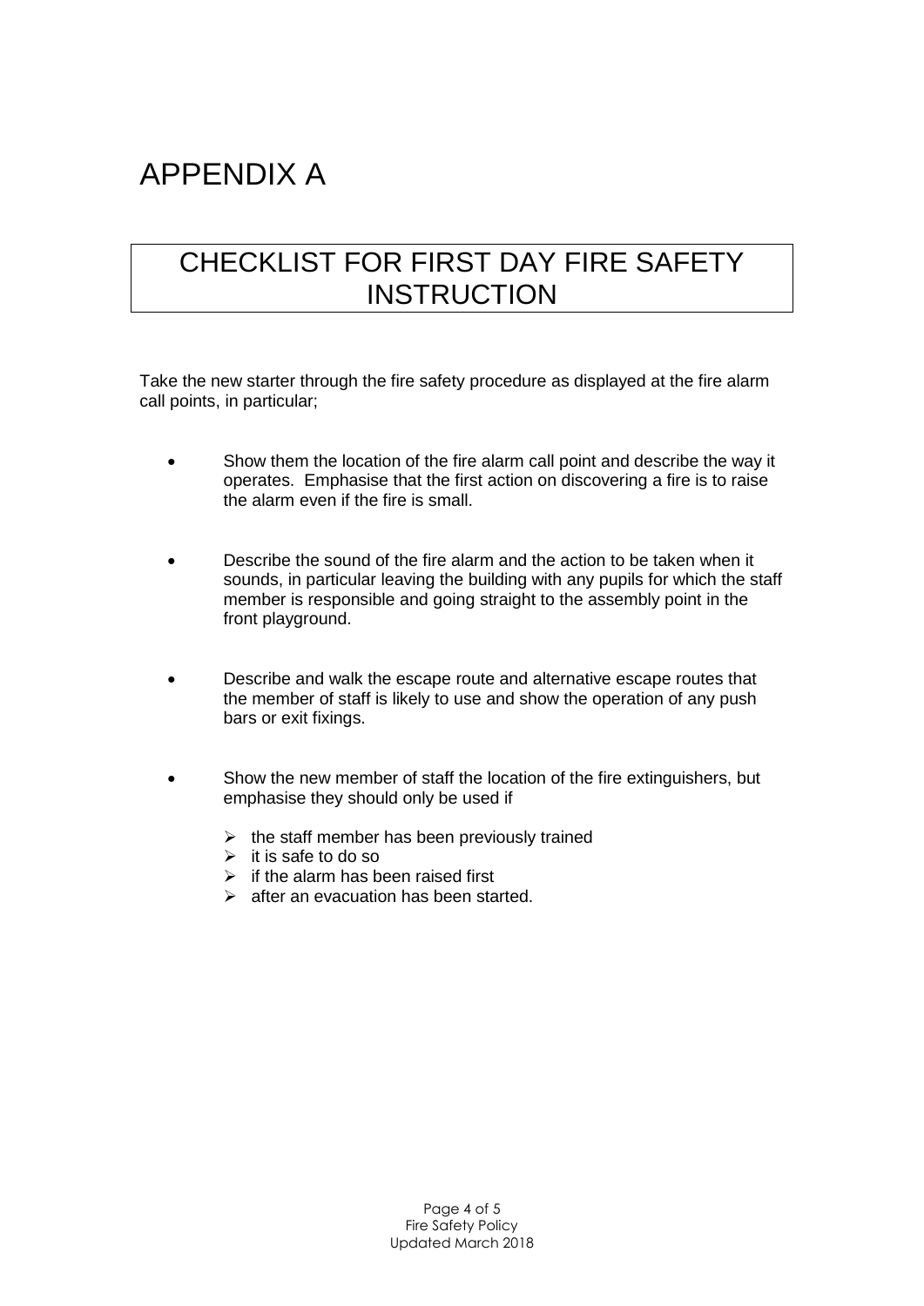# APPENDIX A

## CHECKLIST FOR FIRST DAY FIRE SAFETY INSTRUCTION

Take the new starter through the fire safety procedure as displayed at the fire alarm call points, in particular;

- Show them the location of the fire alarm call point and describe the way it operates. Emphasise that the first action on discovering a fire is to raise the alarm even if the fire is small.

- Describe the sound of the fire alarm and the action to be taken when it sounds, in particular leaving the building with any pupils for which the staff member is responsible and going straight to the assembly point in the front playground.

- Describe and walk the escape route and alternative escape routes that the member of staff is likely to use and show the operation of any push bars or exit fixings.

- Show the new member of staff the location of the fire extinguishers, but emphasise they should only be used if
  - the staff member has been previously trained
  - it is safe to do so
  - if the alarm has been raised first
  - after an evacuation has been started.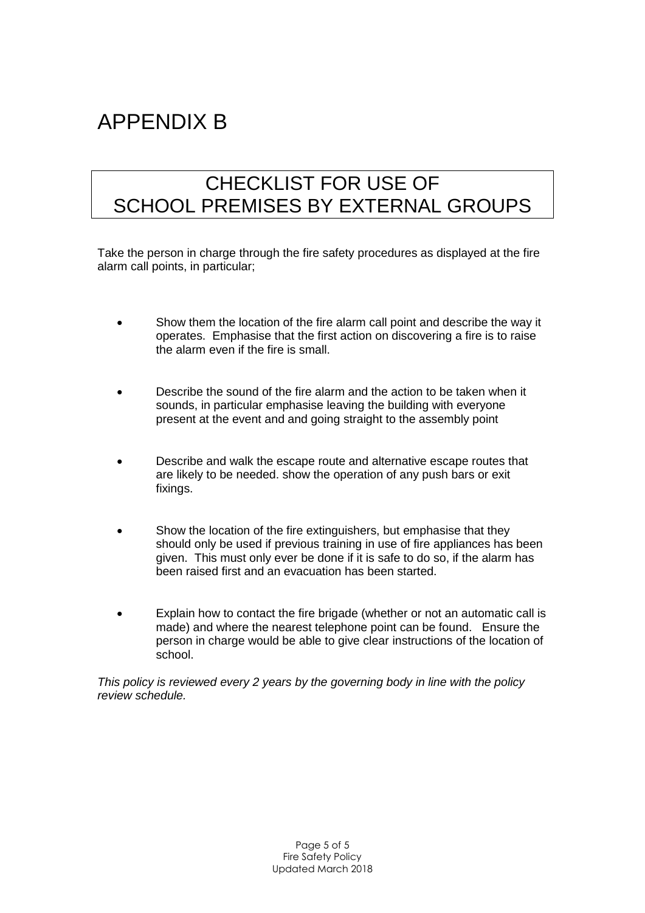# APPENDIX B

## CHECKLIST FOR USE OF SCHOOL PREMISES BY EXTERNAL GROUPS

Take the person in charge through the fire safety procedures as displayed at the fire alarm call points, in particular;

- Show them the location of the fire alarm call point and describe the way it operates. Emphasise that the first action on discovering a fire is to raise the alarm even if the fire is small.

- Describe the sound of the fire alarm and the action to be taken when it sounds, in particular emphasise leaving the building with everyone present at the event and and going straight to the assembly point

- Describe and walk the escape route and alternative escape routes that are likely to be needed. show the operation of any push bars or exit fixings.

- Show the location of the fire extinguishers, but emphasise that they should only be used if previous training in use of fire appliances has been given. This must only ever be done if it is safe to do so, if the alarm has been raised first and an evacuation has been started.

- Explain how to contact the fire brigade (whether or not an automatic call is made) and where the nearest telephone point can be found. Ensure the person in charge would be able to give clear instructions of the location of school.

*This policy is reviewed every 2 years by the governing body in line with the policy review schedule.*